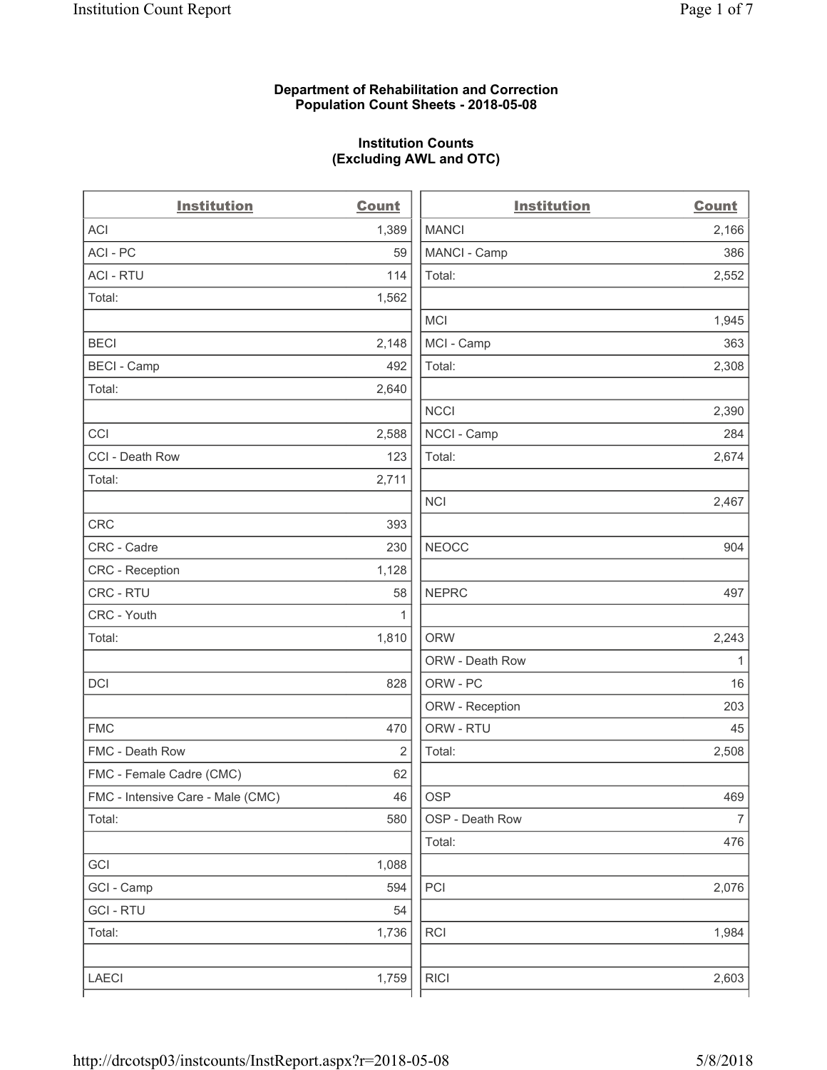**Department of Rehabilitation and Correction**
**Population Count Sheets - 2018-05-08**

**Institution Counts**
**(Excluding AWL and OTC)**

| Institution | Count |
|---|---|
| ACI | 1,389 |
| ACI - PC | 59 |
| ACI - RTU | 114 |
| Total: | 1,562 |
| | |
| BECI | 2,148 |
| BECI - Camp | 492 |
| Total: | 2,640 |
| | |
| CCI | 2,588 |
| CCI - Death Row | 123 |
| Total: | 2,711 |
| | |
| CRC | 393 |
| CRC - Cadre | 230 |
| CRC - Reception | 1,128 |
| CRC - RTU | 58 |
| CRC - Youth | 1 |
| Total: | 1,810 |
| | |
| DCI | 828 |
| | |
| FMC | 470 |
| FMC - Death Row | 2 |
| FMC - Female Cadre (CMC) | 62 |
| FMC - Intensive Care - Male (CMC) | 46 |
| Total: | 580 |
| | |
| GCI | 1,088 |
| GCI - Camp | 594 |
| GCI - RTU | 54 |
| Total: | 1,736 |
| | |
| LAECI | 1,759 |

| Institution | Count |
|---|---|
| MANCI | 2,166 |
| MANCI - Camp | 386 |
| Total: | 2,552 |
| | |
| MCI | 1,945 |
| MCI - Camp | 363 |
| Total: | 2,308 |
| | |
| NCCI | 2,390 |
| NCCI - Camp | 284 |
| Total: | 2,674 |
| | |
| NCI | 2,467 |
| | |
| NEOCC | 904 |
| | |
| NEPRC | 497 |
| | |
| ORW | 2,243 |
| ORW - Death Row | 1 |
| ORW - PC | 16 |
| ORW - Reception | 203 |
| ORW - RTU | 45 |
| Total: | 2,508 |
| | |
| OSP | 469 |
| OSP - Death Row | 7 |
| Total: | 476 |
| | |
| PCI | 2,076 |
| | |
| RCI | 1,984 |
| | |
| RICI | 2,603 |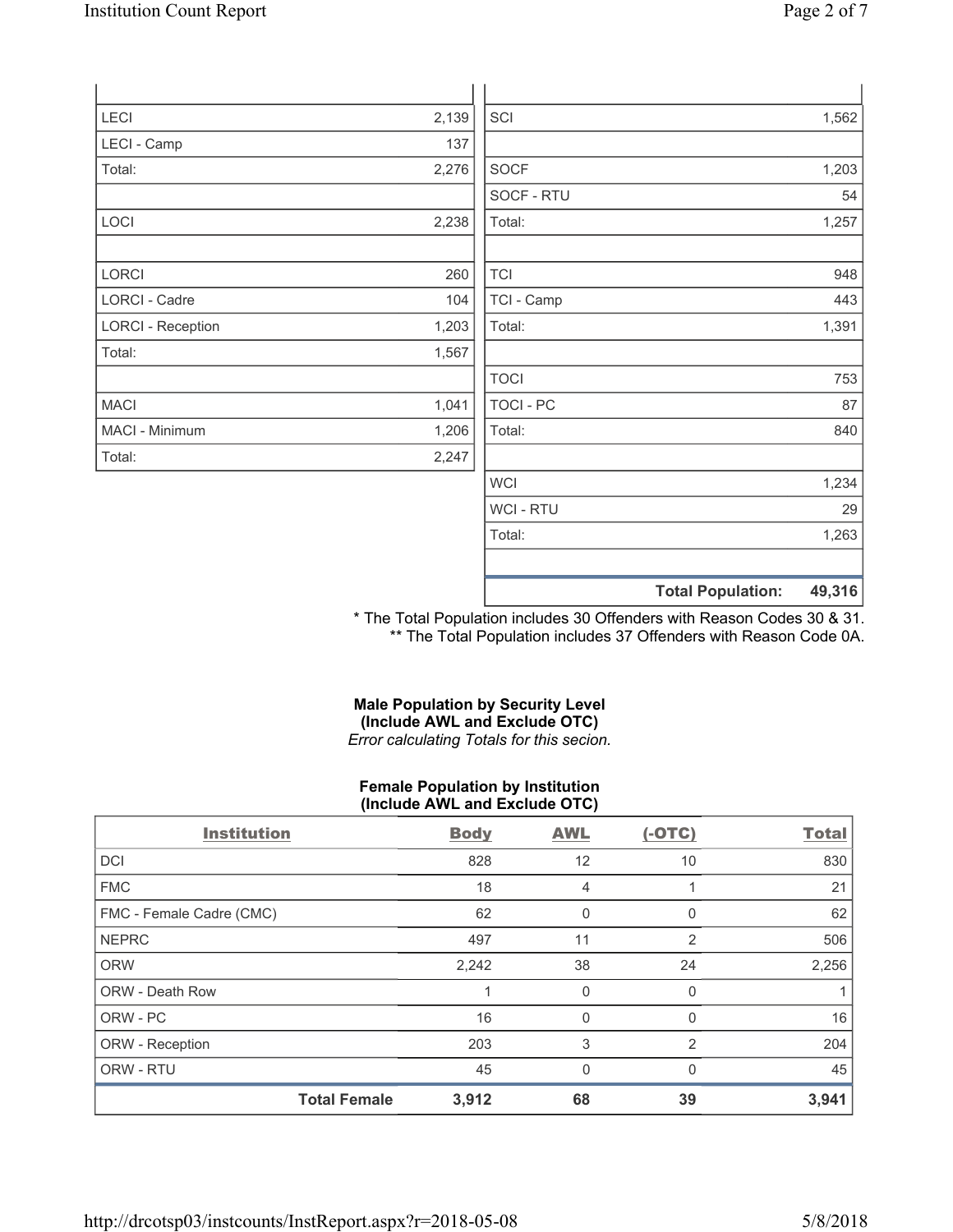| | |
|---|---|
| LECI | 2,139 |
| LECI - Camp | 137 |
| Total: | 2,276 |
| | |
| LOCI | 2,238 |
| | |
| LORCI | 260 |
| LORCI - Cadre | 104 |
| LORCI - Reception | 1,203 |
| Total: | 1,567 |
| | |
| MACI | 1,041 |
| MACI - Minimum | 1,206 |
| Total: | 2,247 |

| | |
|---|---|
| SCI | 1,562 |
| | |
| SOCF | 1,203 |
| SOCF - RTU | 54 |
| Total: | 1,257 |
| | |
| TCI | 948 |
| TCI - Camp | 443 |
| Total: | 1,391 |
| | |
| TOCI | 753 |
| TOCI - PC | 87 |
| Total: | 840 |
| | |
| WCI | 1,234 |
| WCI - RTU | 29 |
| Total: | 1,263 |
| | |
| **Total Population:** | **49,316** |

\* The Total Population includes 30 Offenders with Reason Codes 30 & 31.
\*\* The Total Population includes 37 Offenders with Reason Code 0A.

**Male Population by Security Level (Include AWL and Exclude OTC)**
*Error calculating Totals for this secion.*

**Female Population by Institution (Include AWL and Exclude OTC)**

| Institution | Body | AWL | (-OTC) | Total |
|---|---|---|---|---|
| DCI | 828 | 12 | 10 | 830 |
| FMC | 18 | 4 | 1 | 21 |
| FMC - Female Cadre (CMC) | 62 | 0 | 0 | 62 |
| NEPRC | 497 | 11 | 2 | 506 |
| ORW | 2,242 | 38 | 24 | 2,256 |
| ORW - Death Row | 1 | 0 | 0 | 1 |
| ORW - PC | 16 | 0 | 0 | 16 |
| ORW - Reception | 203 | 3 | 2 | 204 |
| ORW - RTU | 45 | 0 | 0 | 45 |
| **Total Female** | **3,912** | **68** | **39** | **3,941** |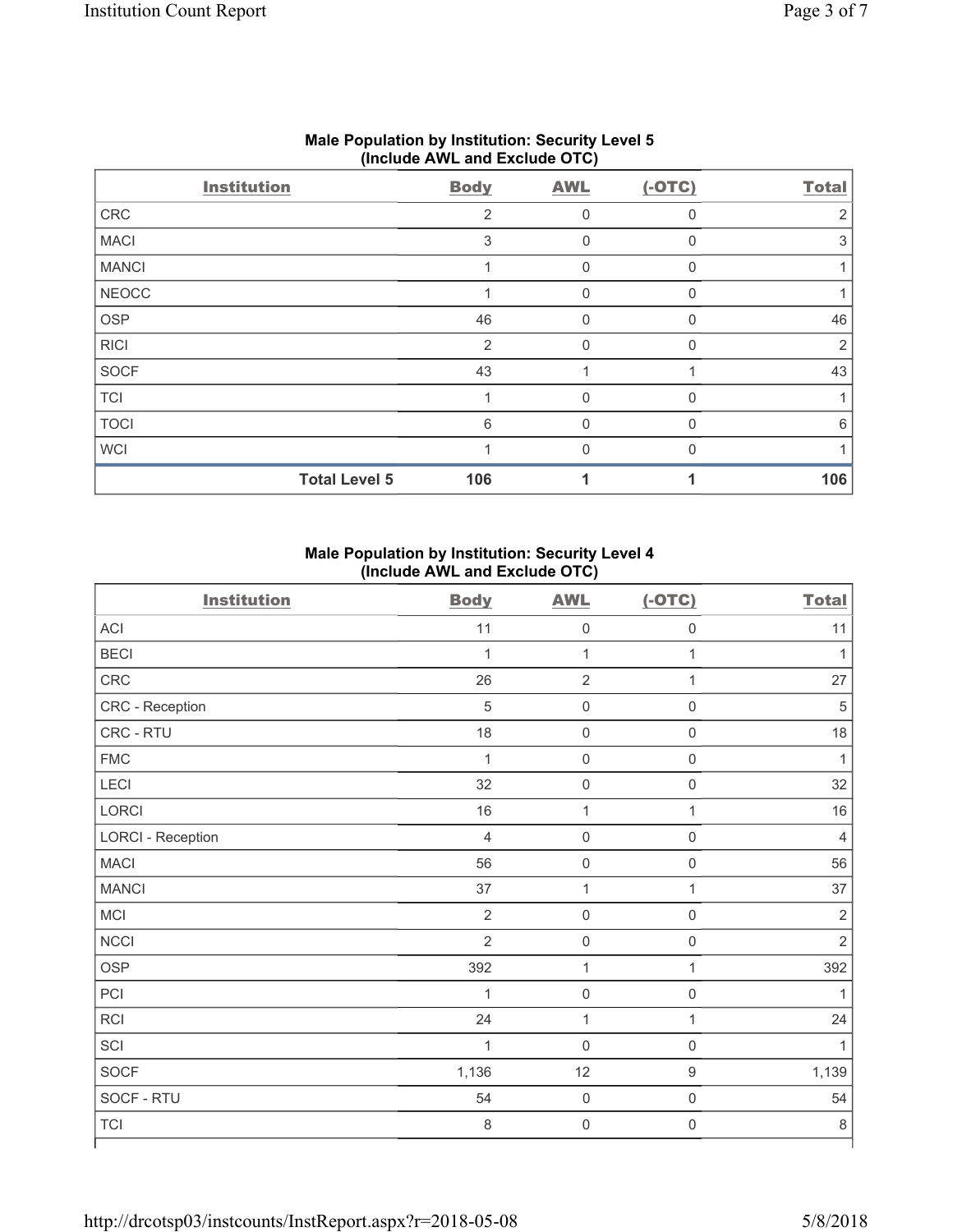## Male Population by Institution: Security Level 5 (Include AWL and Exclude OTC)

| Institution | Body | AWL | (-OTC) | Total |
|---|---|---|---|---|
| CRC | 2 | 0 | 0 | 2 |
| MACI | 3 | 0 | 0 | 3 |
| MANCI | 1 | 0 | 0 | 1 |
| NEOCC | 1 | 0 | 0 | 1 |
| OSP | 46 | 0 | 0 | 46 |
| RICI | 2 | 0 | 0 | 2 |
| SOCF | 43 | 1 | 1 | 43 |
| TCI | 1 | 0 | 0 | 1 |
| TOCI | 6 | 0 | 0 | 6 |
| WCI | 1 | 0 | 0 | 1 |
| **Total Level 5** | **106** | **1** | **1** | **106** |

## Male Population by Institution: Security Level 4 (Include AWL and Exclude OTC)

| Institution | Body | AWL | (-OTC) | Total |
|---|---|---|---|---|
| ACI | 11 | 0 | 0 | 11 |
| BECI | 1 | 1 | 1 | 1 |
| CRC | 26 | 2 | 1 | 27 |
| CRC - Reception | 5 | 0 | 0 | 5 |
| CRC - RTU | 18 | 0 | 0 | 18 |
| FMC | 1 | 0 | 0 | 1 |
| LECI | 32 | 0 | 0 | 32 |
| LORCI | 16 | 1 | 1 | 16 |
| LORCI - Reception | 4 | 0 | 0 | 4 |
| MACI | 56 | 0 | 0 | 56 |
| MANCI | 37 | 1 | 1 | 37 |
| MCI | 2 | 0 | 0 | 2 |
| NCCI | 2 | 0 | 0 | 2 |
| OSP | 392 | 1 | 1 | 392 |
| PCI | 1 | 0 | 0 | 1 |
| RCI | 24 | 1 | 1 | 24 |
| SCI | 1 | 0 | 0 | 1 |
| SOCF | 1,136 | 12 | 9 | 1,139 |
| SOCF - RTU | 54 | 0 | 0 | 54 |
| TCI | 8 | 0 | 0 | 8 |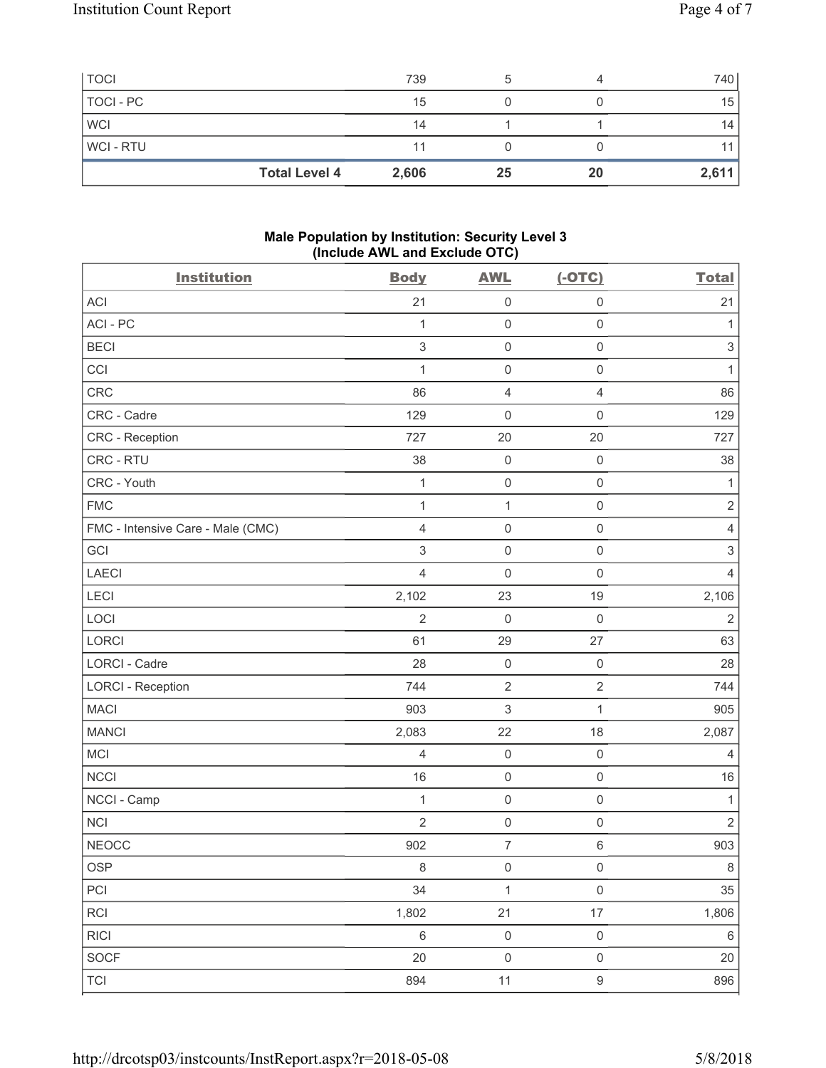| | | | | |
|---|---|---|---|---|
| TOCI | 739 | 5 | 4 | 740 |
| TOCI - PC | 15 | 0 | 0 | 15 |
| WCI | 14 | 1 | 1 | 14 |
| WCI - RTU | 11 | 0 | 0 | 11 |
| **Total Level 4** | **2,606** | **25** | **20** | **2,611** |

**Male Population by Institution: Security Level 3 (Include AWL and Exclude OTC)**

| Institution | Body | AWL | (-OTC) | Total |
|---|---|---|---|---|
| ACI | 21 | 0 | 0 | 21 |
| ACI - PC | 1 | 0 | 0 | 1 |
| BECI | 3 | 0 | 0 | 3 |
| CCI | 1 | 0 | 0 | 1 |
| CRC | 86 | 4 | 4 | 86 |
| CRC - Cadre | 129 | 0 | 0 | 129 |
| CRC - Reception | 727 | 20 | 20 | 727 |
| CRC - RTU | 38 | 0 | 0 | 38 |
| CRC - Youth | 1 | 0 | 0 | 1 |
| FMC | 1 | 1 | 0 | 2 |
| FMC - Intensive Care - Male (CMC) | 4 | 0 | 0 | 4 |
| GCI | 3 | 0 | 0 | 3 |
| LAECI | 4 | 0 | 0 | 4 |
| LECI | 2,102 | 23 | 19 | 2,106 |
| LOCI | 2 | 0 | 0 | 2 |
| LORCI | 61 | 29 | 27 | 63 |
| LORCI - Cadre | 28 | 0 | 0 | 28 |
| LORCI - Reception | 744 | 2 | 2 | 744 |
| MACI | 903 | 3 | 1 | 905 |
| MANCI | 2,083 | 22 | 18 | 2,087 |
| MCI | 4 | 0 | 0 | 4 |
| NCCI | 16 | 0 | 0 | 16 |
| NCCI - Camp | 1 | 0 | 0 | 1 |
| NCI | 2 | 0 | 0 | 2 |
| NEOCC | 902 | 7 | 6 | 903 |
| OSP | 8 | 0 | 0 | 8 |
| PCI | 34 | 1 | 0 | 35 |
| RCI | 1,802 | 21 | 17 | 1,806 |
| RICI | 6 | 0 | 0 | 6 |
| SOCF | 20 | 0 | 0 | 20 |
| TCI | 894 | 11 | 9 | 896 |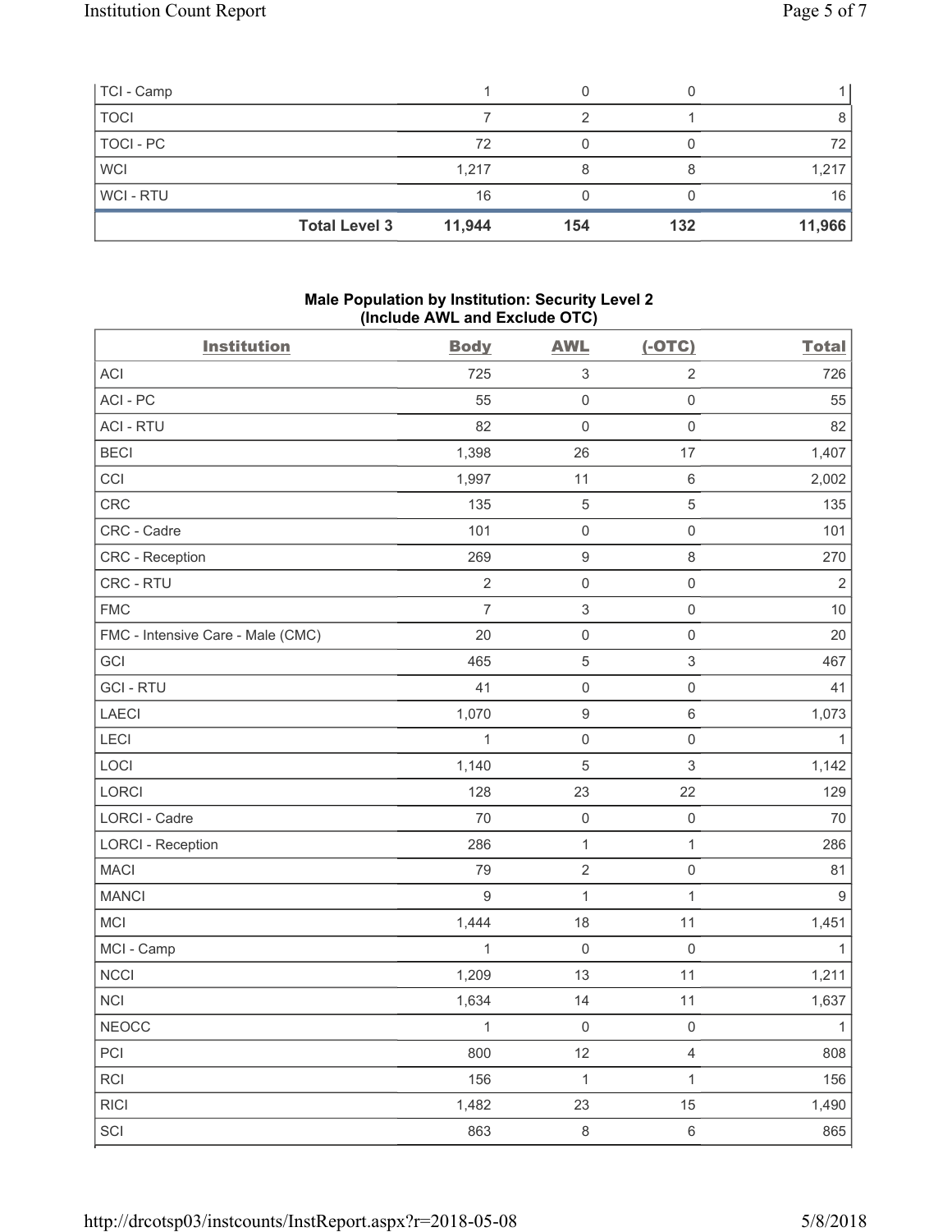| | | | | |
|---|---|---|---|---|
| TCI - Camp | 1 | 0 | 0 | 1 |
| TOCI | 7 | 2 | 1 | 8 |
| TOCI - PC | 72 | 0 | 0 | 72 |
| WCI | 1,217 | 8 | 8 | 1,217 |
| WCI - RTU | 16 | 0 | 0 | 16 |
| **Total Level 3** | **11,944** | **154** | **132** | **11,966** |

### Male Population by Institution: Security Level 2 (Include AWL and Exclude OTC)

| Institution | Body | AWL | (-OTC) | Total |
|---|---|---|---|---|
| ACI | 725 | 3 | 2 | 726 |
| ACI - PC | 55 | 0 | 0 | 55 |
| ACI - RTU | 82 | 0 | 0 | 82 |
| BECI | 1,398 | 26 | 17 | 1,407 |
| CCI | 1,997 | 11 | 6 | 2,002 |
| CRC | 135 | 5 | 5 | 135 |
| CRC - Cadre | 101 | 0 | 0 | 101 |
| CRC - Reception | 269 | 9 | 8 | 270 |
| CRC - RTU | 2 | 0 | 0 | 2 |
| FMC | 7 | 3 | 0 | 10 |
| FMC - Intensive Care - Male (CMC) | 20 | 0 | 0 | 20 |
| GCI | 465 | 5 | 3 | 467 |
| GCI - RTU | 41 | 0 | 0 | 41 |
| LAECI | 1,070 | 9 | 6 | 1,073 |
| LECI | 1 | 0 | 0 | 1 |
| LOCI | 1,140 | 5 | 3 | 1,142 |
| LORCI | 128 | 23 | 22 | 129 |
| LORCI - Cadre | 70 | 0 | 0 | 70 |
| LORCI - Reception | 286 | 1 | 1 | 286 |
| MACI | 79 | 2 | 0 | 81 |
| MANCI | 9 | 1 | 1 | 9 |
| MCI | 1,444 | 18 | 11 | 1,451 |
| MCI - Camp | 1 | 0 | 0 | 1 |
| NCCI | 1,209 | 13 | 11 | 1,211 |
| NCI | 1,634 | 14 | 11 | 1,637 |
| NEOCC | 1 | 0 | 0 | 1 |
| PCI | 800 | 12 | 4 | 808 |
| RCI | 156 | 1 | 1 | 156 |
| RICI | 1,482 | 23 | 15 | 1,490 |
| SCI | 863 | 8 | 6 | 865 |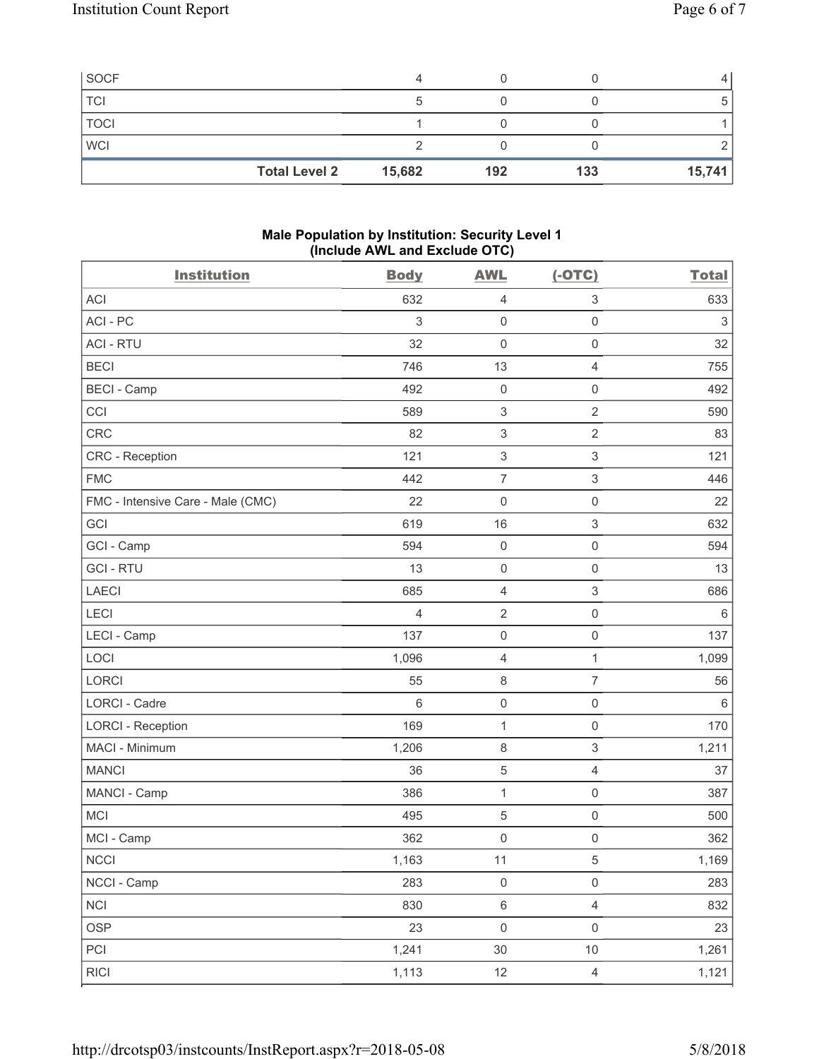| SOCF | 4 | 0 | 0 | 4 |
|---|---|---|---|---|
| TCI | 5 | 0 | 0 | 5 |
| TOCI | 1 | 0 | 0 | 1 |
| WCI | 2 | 0 | 0 | 2 |
| **Total Level 2** | **15,682** | **192** | **133** | **15,741** |

### Male Population by Institution: Security Level 1 (Include AWL and Exclude OTC)

| Institution | Body | AWL | (-OTC) | Total |
|---|---|---|---|---|
| ACI | 632 | 4 | 3 | 633 |
| ACI - PC | 3 | 0 | 0 | 3 |
| ACI - RTU | 32 | 0 | 0 | 32 |
| BECI | 746 | 13 | 4 | 755 |
| BECI - Camp | 492 | 0 | 0 | 492 |
| CCI | 589 | 3 | 2 | 590 |
| CRC | 82 | 3 | 2 | 83 |
| CRC - Reception | 121 | 3 | 3 | 121 |
| FMC | 442 | 7 | 3 | 446 |
| FMC - Intensive Care - Male (CMC) | 22 | 0 | 0 | 22 |
| GCI | 619 | 16 | 3 | 632 |
| GCI - Camp | 594 | 0 | 0 | 594 |
| GCI - RTU | 13 | 0 | 0 | 13 |
| LAECI | 685 | 4 | 3 | 686 |
| LECI | 4 | 2 | 0 | 6 |
| LECI - Camp | 137 | 0 | 0 | 137 |
| LOCI | 1,096 | 4 | 1 | 1,099 |
| LORCI | 55 | 8 | 7 | 56 |
| LORCI - Cadre | 6 | 0 | 0 | 6 |
| LORCI - Reception | 169 | 1 | 0 | 170 |
| MACI - Minimum | 1,206 | 8 | 3 | 1,211 |
| MANCI | 36 | 5 | 4 | 37 |
| MANCI - Camp | 386 | 1 | 0 | 387 |
| MCI | 495 | 5 | 0 | 500 |
| MCI - Camp | 362 | 0 | 0 | 362 |
| NCCI | 1,163 | 11 | 5 | 1,169 |
| NCCI - Camp | 283 | 0 | 0 | 283 |
| NCI | 830 | 6 | 4 | 832 |
| OSP | 23 | 0 | 0 | 23 |
| PCI | 1,241 | 30 | 10 | 1,261 |
| RICI | 1,113 | 12 | 4 | 1,121 |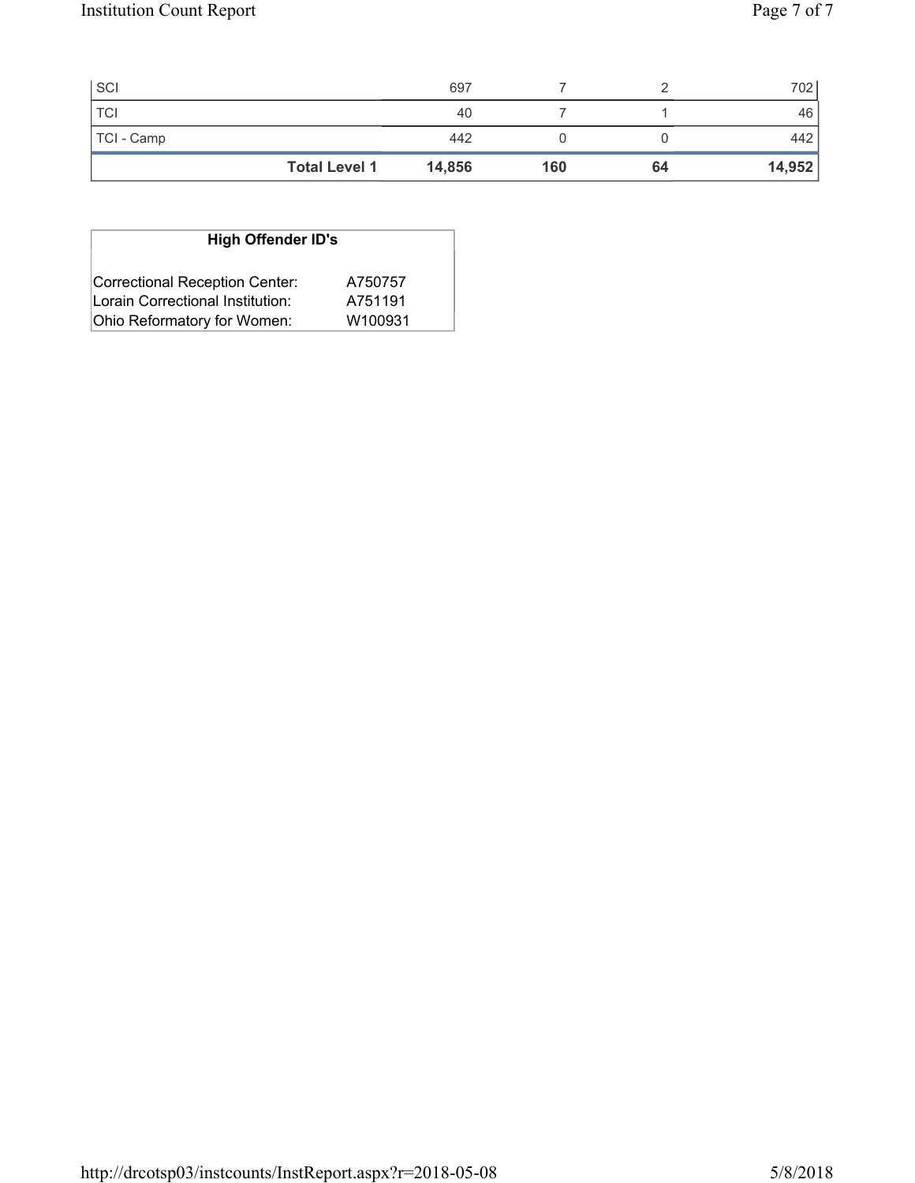| | | | | |
|---|---|---|---|---|
| SCI | 697 | 7 | 2 | 702 |
| TCI | 40 | 7 | 1 | 46 |
| TCI - Camp | 442 | 0 | 0 | 442 |
| **Total Level 1** | **14,856** | **160** | **64** | **14,952** |

| **High Offender ID's** | |
|---|---|
| Correctional Reception Center: | A750757 |
| Lorain Correctional Institution: | A751191 |
| Ohio Reformatory for Women: | W100931 |